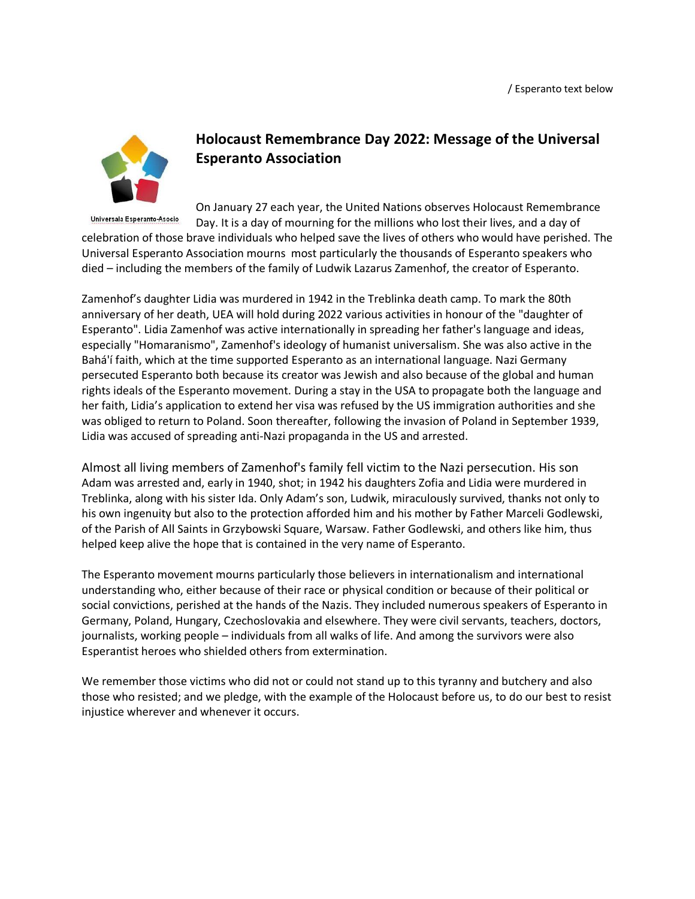/ Esperanto text below

Universala Esperanto-Asocio

## Holocaust Remembrance Day 2022: Message of the Universal Esperanto Association

On January 27 each year, the United Nations observes Holocaust Remembrance Day. It is a day of mourning for the millions who lost their lives, and a day of celebration of those brave individuals who helped save the lives of others who would have perished. The Universal Esperanto Association mourns most particularly the thousands of Esperanto speakers who died – including the members of the family of Ludwik Lazarus Zamenhof, the creator of Esperanto.

Zamenhof's daughter Lidia was murdered in 1942 in the Treblinka death camp. To mark the 80th anniversary of her death, UEA will hold during 2022 various activities in honour of the "daughter of Esperanto". Lidia Zamenhof was active internationally in spreading her father's language and ideas, especially "Homaranismo", Zamenhof's ideology of humanist universalism. She was also active in the Bahá'í faith, which at the time supported Esperanto as an international language. Nazi Germany persecuted Esperanto both because its creator was Jewish and also because of the global and human rights ideals of the Esperanto movement. During a stay in the USA to propagate both the language and her faith, Lidia's application to extend her visa was refused by the US immigration authorities and she was obliged to return to Poland. Soon thereafter, following the invasion of Poland in September 1939, Lidia was accused of spreading anti-Nazi propaganda in the US and arrested.

Almost all living members of Zamenhof's family fell victim to the Nazi persecution. His son Adam was arrested and, early in 1940, shot; in 1942 his daughters Zofia and Lidia were murdered in Treblinka, along with his sister Ida. Only Adam's son, Ludwik, miraculously survived, thanks not only to his own ingenuity but also to the protection afforded him and his mother by Father Marceli Godlewski, of the Parish of All Saints in Grzybowski Square, Warsaw. Father Godlewski, and others like him, thus helped keep alive the hope that is contained in the very name of Esperanto.

The Esperanto movement mourns particularly those believers in internationalism and international understanding who, either because of their race or physical condition or because of their political or social convictions, perished at the hands of the Nazis. They included numerous speakers of Esperanto in Germany, Poland, Hungary, Czechoslovakia and elsewhere. They were civil servants, teachers, doctors, journalists, working people – individuals from all walks of life. And among the survivors were also Esperantist heroes who shielded others from extermination.

We remember those victims who did not or could not stand up to this tyranny and butchery and also those who resisted; and we pledge, with the example of the Holocaust before us, to do our best to resist injustice wherever and whenever it occurs.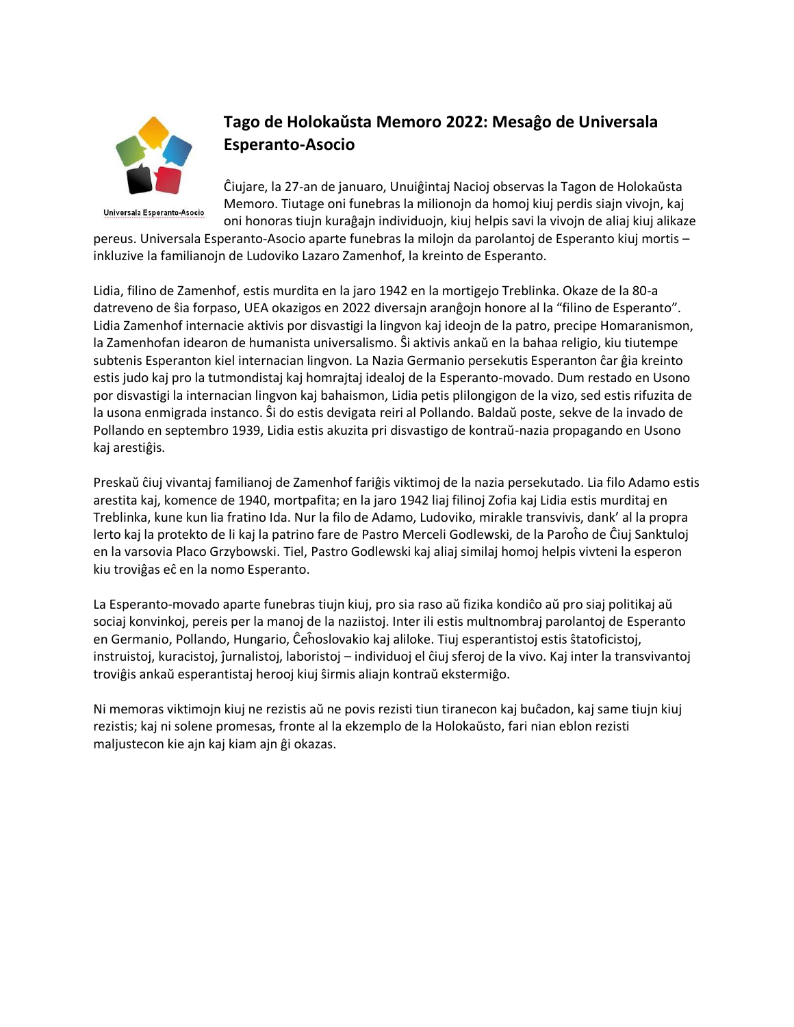Universala Esperanto-Asocio

# Tago de Holokaŭsta Memoro 2022: Mesaĝo de Universala Esperanto-Asocio

Ĉiujare, la 27-an de januaro, Unuiĝintaj Nacioj observas la Tagon de Holokaŭsta Memoro. Tiutage oni funebras la milionojn da homoj kiuj perdis siajn vivojn, kaj oni honoras tiujn kuraĝajn individuojn, kiuj helpis savi la vivojn de aliaj kiuj alikaze pereus. Universala Esperanto-Asocio aparte funebras la milojn da parolantoj de Esperanto kiuj mortis – inkluzive la familianojn de Ludoviko Lazaro Zamenhof, la kreinto de Esperanto.

Lidia, filino de Zamenhof, estis murdita en la jaro 1942 en la mortigejo Treblinka. Okaze de la 80-a datreveno de ŝia forpaso, UEA okazigos en 2022 diversajn aranĝojn honore al la "filino de Esperanto". Lidia Zamenhof internacie aktivis por disvastigi la lingvon kaj ideojn de la patro, precipe Homaranismon, la Zamenhofan idearon de humanista universalismo. Ŝi aktivis ankaŭ en la bahaa religio, kiu tiutempe subtenis Esperanton kiel internacian lingvon. La Nazia Germanio persekutis Esperanton ĉar ĝia kreinto estis judo kaj pro la tutmondistaj kaj homrajtaj idealoj de la Esperanto-movado. Dum restado en Usono por disvastigi la internacian lingvon kaj bahaismon, Lidia petis plilongigon de la vizo, sed estis rifuzita de la usona enmigrada instanco. Ŝi do estis devigata reiri al Pollando. Baldaŭ poste, sekve de la invado de Pollando en septembro 1939, Lidia estis akuzita pri disvastigo de kontraŭ-nazia propagando en Usono kaj arestiĝis.

Preskaŭ ĉiuj vivantaj familianoj de Zamenhof fariĝis viktimoj de la nazia persekutado. Lia filo Adamo estis arestita kaj, komence de 1940, mortpafita; en la jaro 1942 liaj filinoj Zofia kaj Lidia estis murditaj en Treblinka, kune kun lia fratino Ida. Nur la filo de Adamo, Ludoviko, mirakle transvivis, dank' al la propra lerto kaj la protekto de li kaj la patrino fare de Pastro Merceli Godlewski, de la Paroĥo de Ĉiuj Sanktuloj en la varsovia Placo Grzybowski. Tiel, Pastro Godlewski kaj aliaj similaj homoj helpis vivteni la esperon kiu troviĝas eĉ en la nomo Esperanto.

La Esperanto-movado aparte funebras tiujn kiuj, pro sia raso aŭ fizika kondiĉo aŭ pro siaj politikaj aŭ sociaj konvinkoj, pereis per la manoj de la naziistoj. Inter ili estis multnombraj parolantoj de Esperanto en Germanio, Pollando, Hungario, Ĉeĥoslovakio kaj aliloke. Tiuj esperantistoj estis ŝtatoficistoj, instruistoj, kuracistoj, ĵurnalistoj, laboristoj – individuoj el ĉiuj sferoj de la vivo. Kaj inter la transvivantoj troviĝis ankaŭ esperantistaj herooj kiuj ŝirmis aliajn kontraŭ ekstermiĝo.

Ni memoras viktimojn kiuj ne rezistis aŭ ne povis rezisti tiun tiranecon kaj buĉadon, kaj same tiujn kiuj rezistis; kaj ni solene promesas, fronte al la ekzemplo de la Holokaŭsto, fari nian eblon rezisti maljustecon kie ajn kaj kiam ajn ĝi okazas.